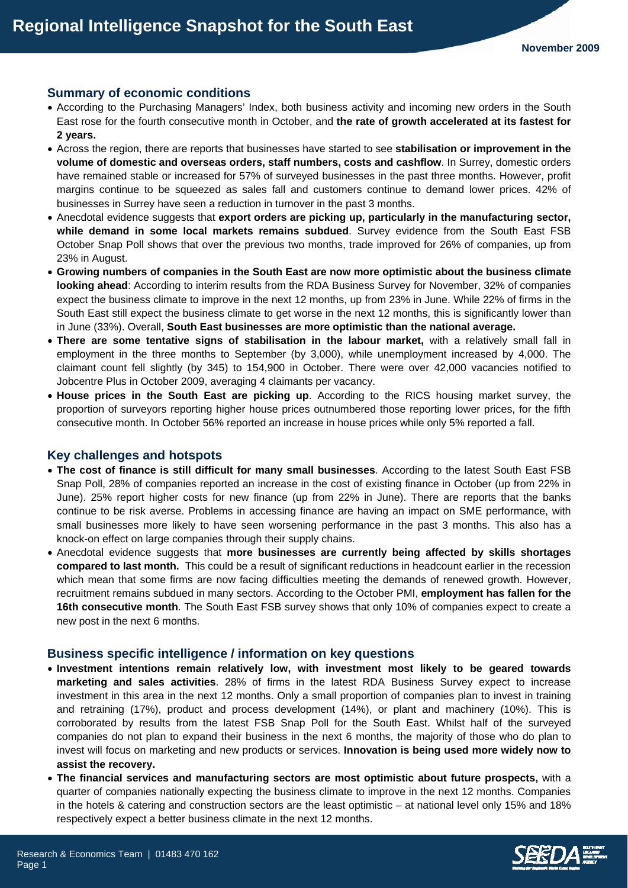# Regional Intelligence Snapshot for the South East

November 2009

## Summary of economic conditions

- According to the Purchasing Managers' Index, both business activity and incoming new orders in the South East rose for the fourth consecutive month in October, and **the rate of growth accelerated at its fastest for 2 years.**
- Across the region, there are reports that businesses have started to see **stabilisation or improvement in the volume of domestic and overseas orders, staff numbers, costs and cashflow**. In Surrey, domestic orders have remained stable or increased for 57% of surveyed businesses in the past three months. However, profit margins continue to be squeezed as sales fall and customers continue to demand lower prices. 42% of businesses in Surrey have seen a reduction in turnover in the past 3 months.
- Anecdotal evidence suggests that **export orders are picking up, particularly in the manufacturing sector, while demand in some local markets remains subdued**. Survey evidence from the South East FSB October Snap Poll shows that over the previous two months, trade improved for 26% of companies, up from 23% in August.
- **Growing numbers of companies in the South East are now more optimistic about the business climate looking ahead**: According to interim results from the RDA Business Survey for November, 32% of companies expect the business climate to improve in the next 12 months, up from 23% in June. While 22% of firms in the South East still expect the business climate to get worse in the next 12 months, this is significantly lower than in June (33%). Overall, **South East businesses are more optimistic than the national average.**
- **There are some tentative signs of stabilisation in the labour market,** with a relatively small fall in employment in the three months to September (by 3,000), while unemployment increased by 4,000. The claimant count fell slightly (by 345) to 154,900 in October. There were over 42,000 vacancies notified to Jobcentre Plus in October 2009, averaging 4 claimants per vacancy.
- **House prices in the South East are picking up**. According to the RICS housing market survey, the proportion of surveyors reporting higher house prices outnumbered those reporting lower prices, for the fifth consecutive month. In October 56% reported an increase in house prices while only 5% reported a fall.

## Key challenges and hotspots

- **The cost of finance is still difficult for many small businesses**. According to the latest South East FSB Snap Poll, 28% of companies reported an increase in the cost of existing finance in October (up from 22% in June). 25% report higher costs for new finance (up from 22% in June). There are reports that the banks continue to be risk averse. Problems in accessing finance are having an impact on SME performance, with small businesses more likely to have seen worsening performance in the past 3 months. This also has a knock-on effect on large companies through their supply chains.
- Anecdotal evidence suggests that **more businesses are currently being affected by skills shortages compared to last month.** This could be a result of significant reductions in headcount earlier in the recession which mean that some firms are now facing difficulties meeting the demands of renewed growth. However, recruitment remains subdued in many sectors. According to the October PMI, **employment has fallen for the 16th consecutive month**. The South East FSB survey shows that only 10% of companies expect to create a new post in the next 6 months.

## Business specific intelligence / information on key questions

- **Investment intentions remain relatively low, with investment most likely to be geared towards marketing and sales activities**. 28% of firms in the latest RDA Business Survey expect to increase investment in this area in the next 12 months. Only a small proportion of companies plan to invest in training and retraining (17%), product and process development (14%), or plant and machinery (10%). This is corroborated by results from the latest FSB Snap Poll for the South East. Whilst half of the surveyed companies do not plan to expand their business in the next 6 months, the majority of those who do plan to invest will focus on marketing and new products or services. **Innovation is being used more widely now to assist the recovery.**
- **The financial services and manufacturing sectors are most optimistic about future prospects,** with a quarter of companies nationally expecting the business climate to improve in the next 12 months. Companies in the hotels & catering and construction sectors are the least optimistic – at national level only 15% and 18% respectively expect a better business climate in the next 12 months.

Research & Economics Team | 01483 470 162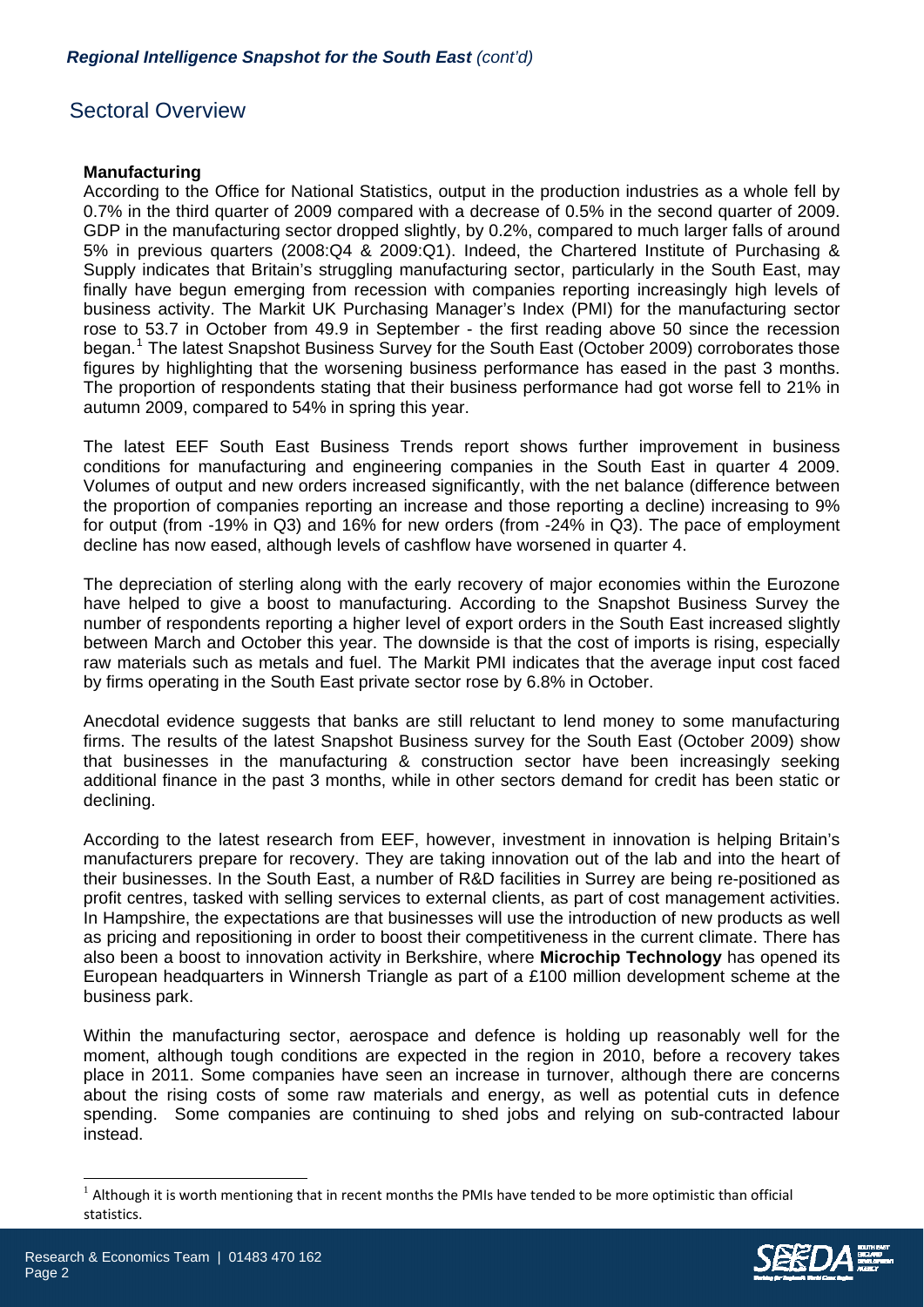## Sectoral Overview

**Manufacturing**

According to the Office for National Statistics, output in the production industries as a whole fell by 0.7% in the third quarter of 2009 compared with a decrease of 0.5% in the second quarter of 2009. GDP in the manufacturing sector dropped slightly, by 0.2%, compared to much larger falls of around 5% in previous quarters (2008:Q4 & 2009:Q1). Indeed, the Chartered Institute of Purchasing & Supply indicates that Britain's struggling manufacturing sector, particularly in the South East, may finally have begun emerging from recession with companies reporting increasingly high levels of business activity. The Markit UK Purchasing Manager's Index (PMI) for the manufacturing sector rose to 53.7 in October from 49.9 in September - the first reading above 50 since the recession began.[1] The latest Snapshot Business Survey for the South East (October 2009) corroborates those figures by highlighting that the worsening business performance has eased in the past 3 months. The proportion of respondents stating that their business performance had got worse fell to 21% in autumn 2009, compared to 54% in spring this year.

The latest EEF South East Business Trends report shows further improvement in business conditions for manufacturing and engineering companies in the South East in quarter 4 2009. Volumes of output and new orders increased significantly, with the net balance (difference between the proportion of companies reporting an increase and those reporting a decline) increasing to 9% for output (from -19% in Q3) and 16% for new orders (from -24% in Q3). The pace of employment decline has now eased, although levels of cashflow have worsened in quarter 4.

The depreciation of sterling along with the early recovery of major economies within the Eurozone have helped to give a boost to manufacturing. According to the Snapshot Business Survey the number of respondents reporting a higher level of export orders in the South East increased slightly between March and October this year. The downside is that the cost of imports is rising, especially raw materials such as metals and fuel. The Markit PMI indicates that the average input cost faced by firms operating in the South East private sector rose by 6.8% in October.

Anecdotal evidence suggests that banks are still reluctant to lend money to some manufacturing firms. The results of the latest Snapshot Business survey for the South East (October 2009) show that businesses in the manufacturing & construction sector have been increasingly seeking additional finance in the past 3 months, while in other sectors demand for credit has been static or declining.

According to the latest research from EEF, however, investment in innovation is helping Britain's manufacturers prepare for recovery. They are taking innovation out of the lab and into the heart of their businesses. In the South East, a number of R&D facilities in Surrey are being re-positioned as profit centres, tasked with selling services to external clients, as part of cost management activities. In Hampshire, the expectations are that businesses will use the introduction of new products as well as pricing and repositioning in order to boost their competitiveness in the current climate. There has also been a boost to innovation activity in Berkshire, where **Microchip Technology** has opened its European headquarters in Winnersh Triangle as part of a £100 million development scheme at the business park.

Within the manufacturing sector, aerospace and defence is holding up reasonably well for the moment, although tough conditions are expected in the region in 2010, before a recovery takes place in 2011. Some companies have seen an increase in turnover, although there are concerns about the rising costs of some raw materials and energy, as well as potential cuts in defence spending. Some companies are continuing to shed jobs and relying on sub-contracted labour instead.

[1] Although it is worth mentioning that in recent months the PMIs have tended to be more optimistic than official statistics.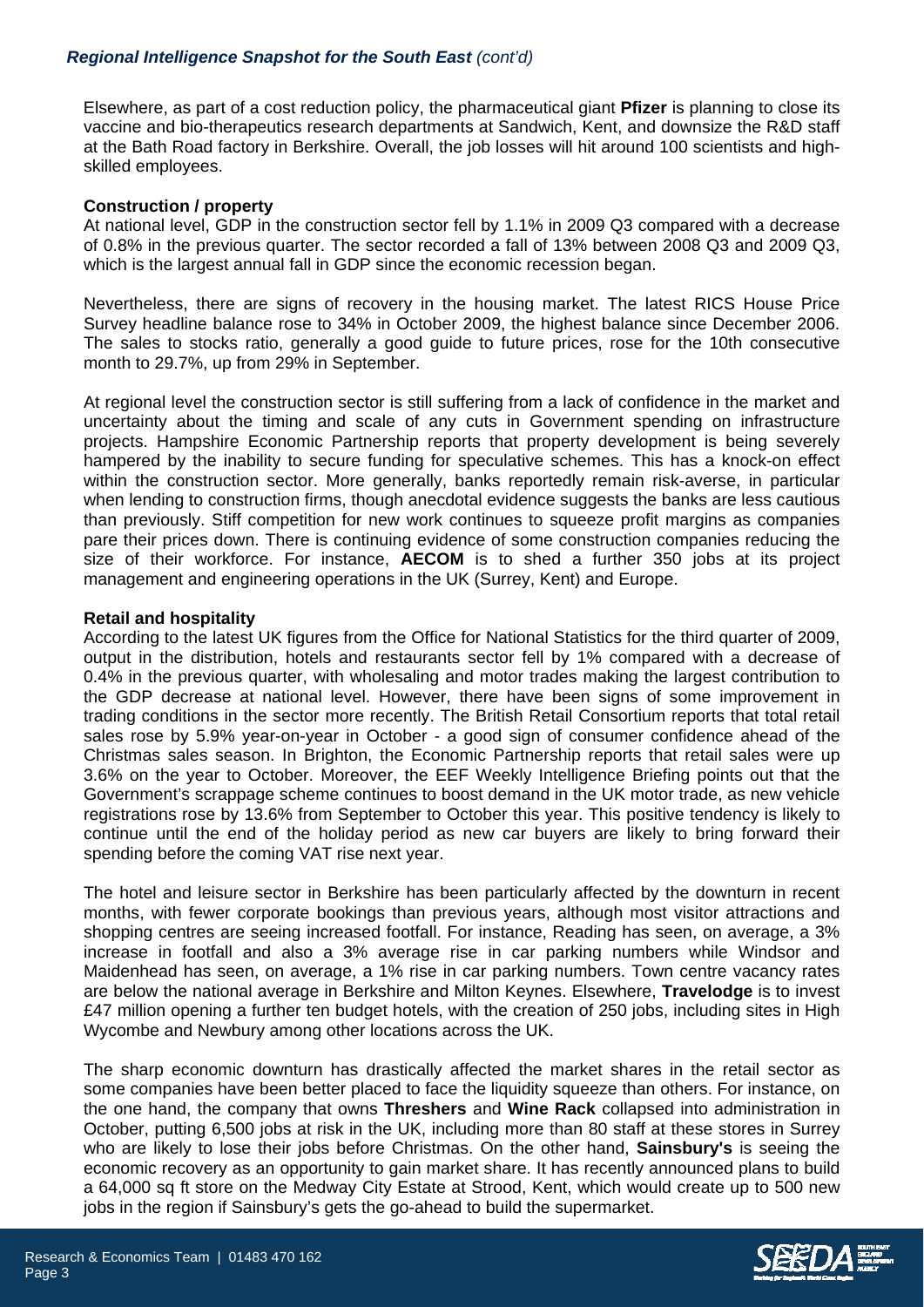Elsewhere, as part of a cost reduction policy, the pharmaceutical giant **Pfizer** is planning to close its vaccine and bio-therapeutics research departments at Sandwich, Kent, and downsize the R&D staff at the Bath Road factory in Berkshire. Overall, the job losses will hit around 100 scientists and high-skilled employees.

**Construction / property**

At national level, GDP in the construction sector fell by 1.1% in 2009 Q3 compared with a decrease of 0.8% in the previous quarter. The sector recorded a fall of 13% between 2008 Q3 and 2009 Q3, which is the largest annual fall in GDP since the economic recession began.

Nevertheless, there are signs of recovery in the housing market. The latest RICS House Price Survey headline balance rose to 34% in October 2009, the highest balance since December 2006. The sales to stocks ratio, generally a good guide to future prices, rose for the 10th consecutive month to 29.7%, up from 29% in September.

At regional level the construction sector is still suffering from a lack of confidence in the market and uncertainty about the timing and scale of any cuts in Government spending on infrastructure projects. Hampshire Economic Partnership reports that property development is being severely hampered by the inability to secure funding for speculative schemes. This has a knock-on effect within the construction sector. More generally, banks reportedly remain risk-averse, in particular when lending to construction firms, though anecdotal evidence suggests the banks are less cautious than previously. Stiff competition for new work continues to squeeze profit margins as companies pare their prices down. There is continuing evidence of some construction companies reducing the size of their workforce. For instance, **AECOM** is to shed a further 350 jobs at its project management and engineering operations in the UK (Surrey, Kent) and Europe.

**Retail and hospitality**

According to the latest UK figures from the Office for National Statistics for the third quarter of 2009, output in the distribution, hotels and restaurants sector fell by 1% compared with a decrease of 0.4% in the previous quarter, with wholesaling and motor trades making the largest contribution to the GDP decrease at national level. However, there have been signs of some improvement in trading conditions in the sector more recently. The British Retail Consortium reports that total retail sales rose by 5.9% year-on-year in October - a good sign of consumer confidence ahead of the Christmas sales season. In Brighton, the Economic Partnership reports that retail sales were up 3.6% on the year to October. Moreover, the EEF Weekly Intelligence Briefing points out that the Government's scrappage scheme continues to boost demand in the UK motor trade, as new vehicle registrations rose by 13.6% from September to October this year. This positive tendency is likely to continue until the end of the holiday period as new car buyers are likely to bring forward their spending before the coming VAT rise next year.

The hotel and leisure sector in Berkshire has been particularly affected by the downturn in recent months, with fewer corporate bookings than previous years, although most visitor attractions and shopping centres are seeing increased footfall. For instance, Reading has seen, on average, a 3% increase in footfall and also a 3% average rise in car parking numbers while Windsor and Maidenhead has seen, on average, a 1% rise in car parking numbers. Town centre vacancy rates are below the national average in Berkshire and Milton Keynes. Elsewhere, **Travelodge** is to invest £47 million opening a further ten budget hotels, with the creation of 250 jobs, including sites in High Wycombe and Newbury among other locations across the UK.

The sharp economic downturn has drastically affected the market shares in the retail sector as some companies have been better placed to face the liquidity squeeze than others. For instance, on the one hand, the company that owns **Threshers** and **Wine Rack** collapsed into administration in October, putting 6,500 jobs at risk in the UK, including more than 80 staff at these stores in Surrey who are likely to lose their jobs before Christmas. On the other hand, **Sainsbury's** is seeing the economic recovery as an opportunity to gain market share. It has recently announced plans to build a 64,000 sq ft store on the Medway City Estate at Strood, Kent, which would create up to 500 new jobs in the region if Sainsbury's gets the go-ahead to build the supermarket.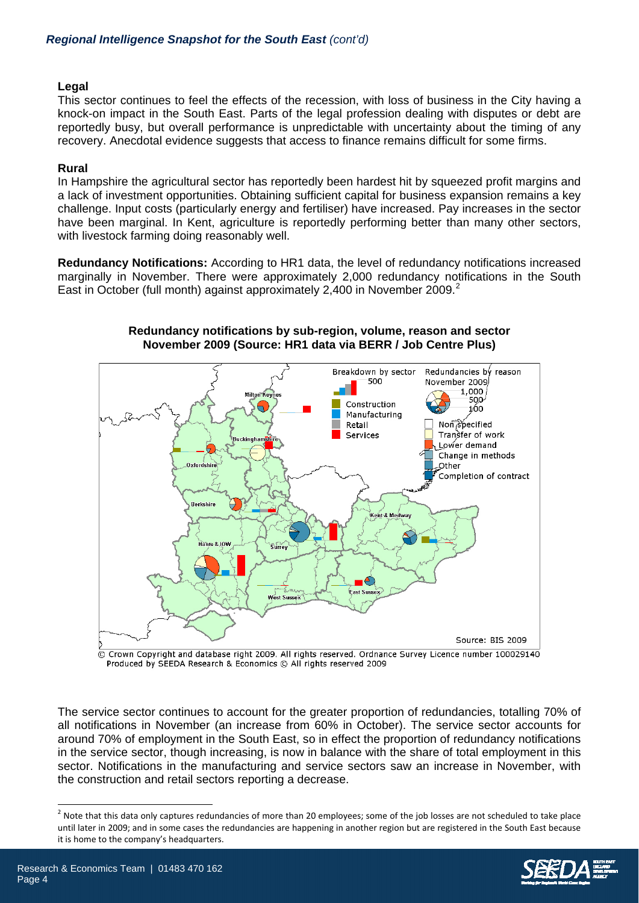## Legal

This sector continues to feel the effects of the recession, with loss of business in the City having a knock-on impact in the South East. Parts of the legal profession dealing with disputes or debt are reportedly busy, but overall performance is unpredictable with uncertainty about the timing of any recovery. Anecdotal evidence suggests that access to finance remains difficult for some firms.

## Rural

In Hampshire the agricultural sector has reportedly been hardest hit by squeezed profit margins and a lack of investment opportunities. Obtaining sufficient capital for business expansion remains a key challenge. Input costs (particularly energy and fertiliser) have increased. Pay increases in the sector have been marginal. In Kent, agriculture is reportedly performing better than many other sectors, with livestock farming doing reasonably well.

**Redundancy Notifications:** According to HR1 data, the level of redundancy notifications increased marginally in November. There were approximately 2,000 redundancy notifications in the South East in October (full month) against approximately 2,400 in November 2009.[2]

**Redundancy notifications by sub-region, volume, reason and sector November 2009 (Source: HR1 data via BERR / Job Centre Plus)**

© Crown Copyright and database right 2009. All rights reserved. Ordnance Survey Licence number 100029140
Produced by SEEDA Research & Economics © All rights reserved 2009

The service sector continues to account for the greater proportion of redundancies, totalling 70% of all notifications in November (an increase from 60% in October). The service sector accounts for around 70% of employment in the South East, so in effect the proportion of redundancy notifications in the service sector, though increasing, is now in balance with the share of total employment in this sector. Notifications in the manufacturing and service sectors saw an increase in November, with the construction and retail sectors reporting a decrease.

[2] Note that this data only captures redundancies of more than 20 employees; some of the job losses are not scheduled to take place until later in 2009; and in some cases the redundancies are happening in another region but are registered in the South East because it is home to the company's headquarters.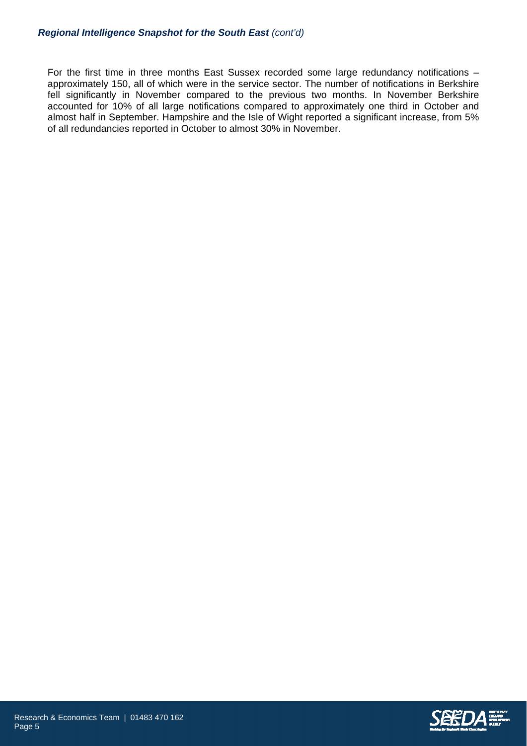For the first time in three months East Sussex recorded some large redundancy notifications – approximately 150, all of which were in the service sector. The number of notifications in Berkshire fell significantly in November compared to the previous two months. In November Berkshire accounted for 10% of all large notifications compared to approximately one third in October and almost half in September. Hampshire and the Isle of Wight reported a significant increase, from 5% of all redundancies reported in October to almost 30% in November.